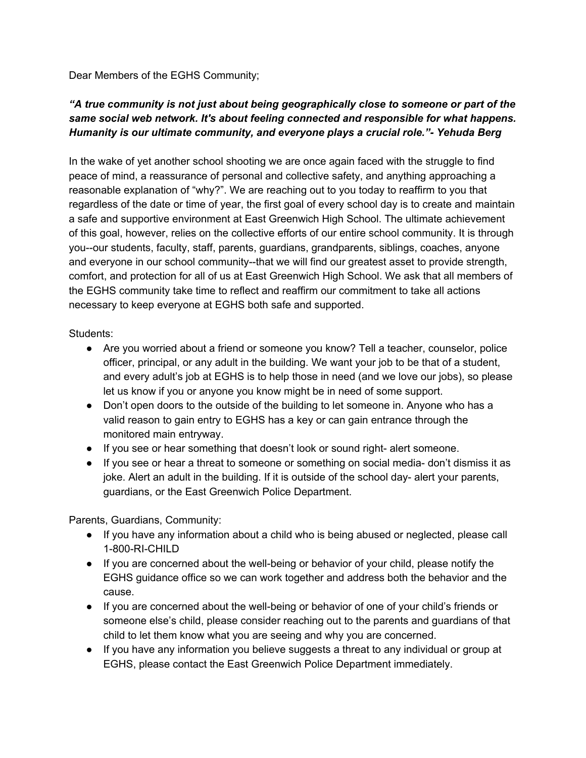Dear Members of the EGHS Community;

***"A true community is not just about being geographically close to someone or part of the same social web network. It's about feeling connected and responsible for what happens. Humanity is our ultimate community, and everyone plays a crucial role."- Yehuda Berg***

In the wake of yet another school shooting we are once again faced with the struggle to find peace of mind, a reassurance of personal and collective safety, and anything approaching a reasonable explanation of "why?". We are reaching out to you today to reaffirm to you that regardless of the date or time of year, the first goal of every school day is to create and maintain a safe and supportive environment at East Greenwich High School. The ultimate achievement of this goal, however, relies on the collective efforts of our entire school community. It is through you--our students, faculty, staff, parents, guardians, grandparents, siblings, coaches, anyone and everyone in our school community--that we will find our greatest asset to provide strength, comfort, and protection for all of us at East Greenwich High School. We ask that all members of the EGHS community take time to reflect and reaffirm our commitment to take all actions necessary to keep everyone at EGHS both safe and supported.

Students:

- Are you worried about a friend or someone you know? Tell a teacher, counselor, police officer, principal, or any adult in the building. We want your job to be that of a student, and every adult's job at EGHS is to help those in need (and we love our jobs), so please let us know if you or anyone you know might be in need of some support.
- Don't open doors to the outside of the building to let someone in. Anyone who has a valid reason to gain entry to EGHS has a key or can gain entrance through the monitored main entryway.
- If you see or hear something that doesn't look or sound right- alert someone.
- If you see or hear a threat to someone or something on social media- don't dismiss it as joke. Alert an adult in the building. If it is outside of the school day- alert your parents, guardians, or the East Greenwich Police Department.

Parents, Guardians, Community:

- If you have any information about a child who is being abused or neglected, please call 1-800-RI-CHILD
- If you are concerned about the well-being or behavior of your child, please notify the EGHS guidance office so we can work together and address both the behavior and the cause.
- If you are concerned about the well-being or behavior of one of your child's friends or someone else's child, please consider reaching out to the parents and guardians of that child to let them know what you are seeing and why you are concerned.
- If you have any information you believe suggests a threat to any individual or group at EGHS, please contact the East Greenwich Police Department immediately.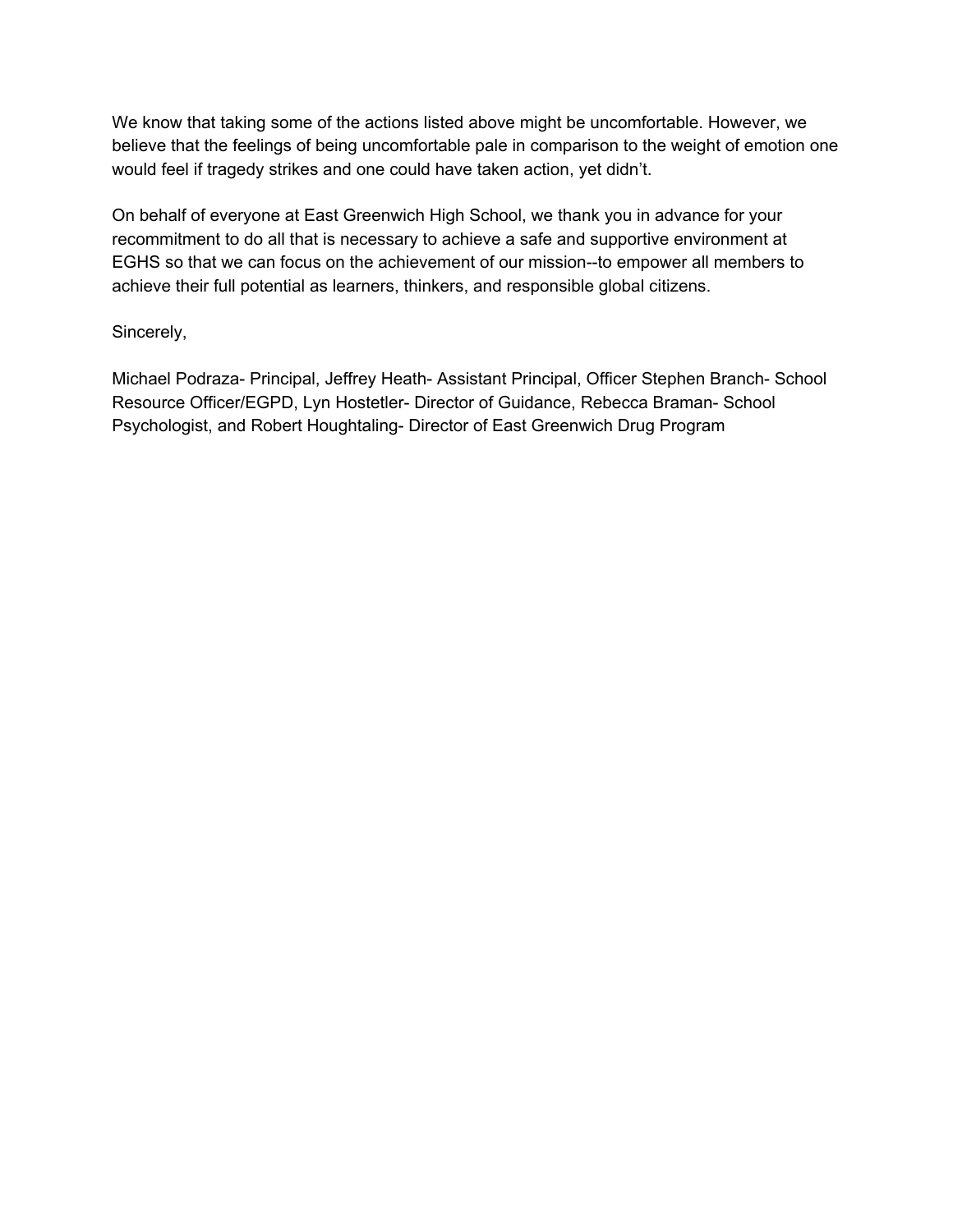We know that taking some of the actions listed above might be uncomfortable. However, we believe that the feelings of being uncomfortable pale in comparison to the weight of emotion one would feel if tragedy strikes and one could have taken action, yet didn't.

On behalf of everyone at East Greenwich High School, we thank you in advance for your recommitment to do all that is necessary to achieve a safe and supportive environment at EGHS so that we can focus on the achievement of our mission--to empower all members to achieve their full potential as learners, thinkers, and responsible global citizens.

Sincerely,

Michael Podraza- Principal, Jeffrey Heath- Assistant Principal, Officer Stephen Branch- School Resource Officer/EGPD, Lyn Hostetler- Director of Guidance, Rebecca Braman- School Psychologist, and Robert Houghtaling- Director of East Greenwich Drug Program